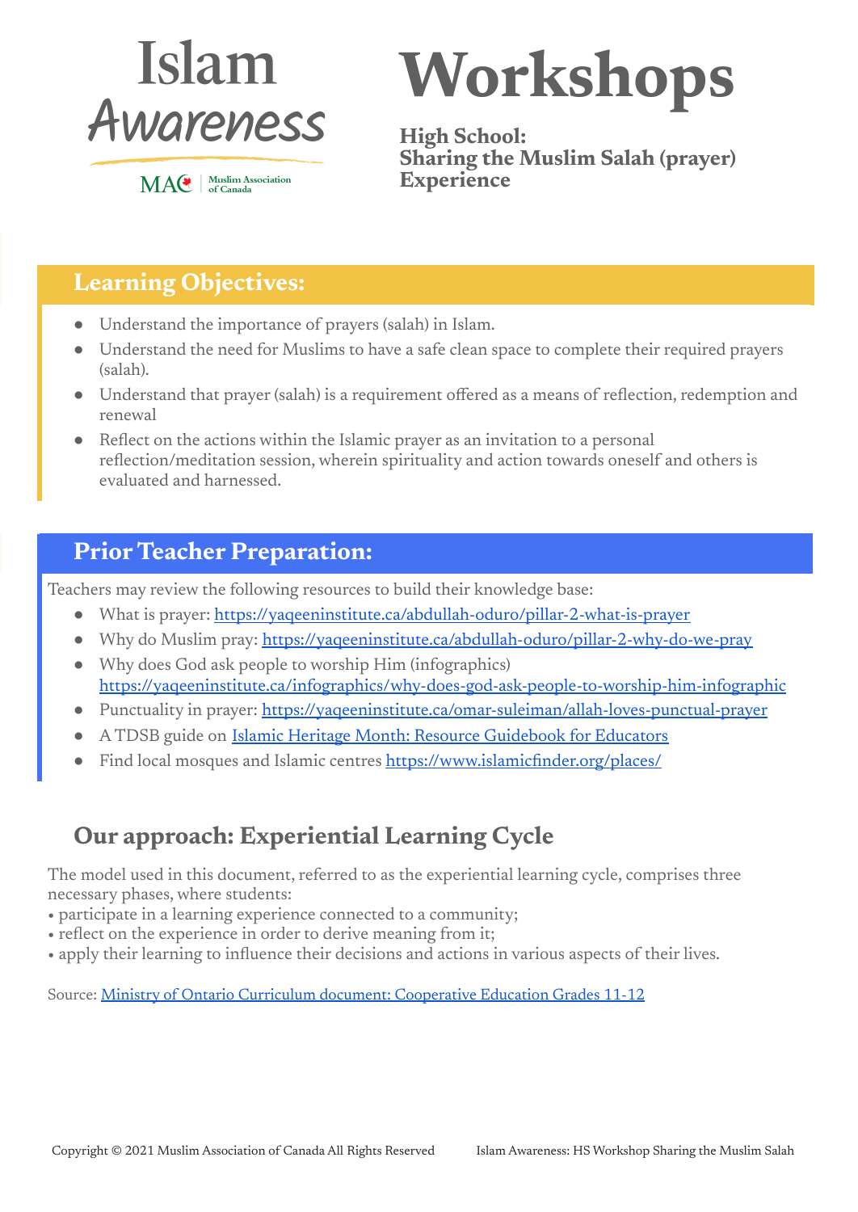# Islam Awareness

MAC | Muslim Association of Canada

# Workshops

**High School:**
**Sharing the Muslim Salah (prayer) Experience**

## Learning Objectives:

- Understand the importance of prayers (salah) in Islam.
- Understand the need for Muslims to have a safe clean space to complete their required prayers (salah).
- Understand that prayer (salah) is a requirement offered as a means of reflection, redemption and renewal
- Reflect on the actions within the Islamic prayer as an invitation to a personal reflection/meditation session, wherein spirituality and action towards oneself and others is evaluated and harnessed.

## Prior Teacher Preparation:

Teachers may review the following resources to build their knowledge base:

- What is prayer: https://yaqeeninstitute.ca/abdullah-oduro/pillar-2-what-is-prayer
- Why do Muslim pray: https://yaqeeninstitute.ca/abdullah-oduro/pillar-2-why-do-we-pray
- Why does God ask people to worship Him (infographics) https://yaqeeninstitute.ca/infographics/why-does-god-ask-people-to-worship-him-infographic
- Punctuality in prayer: https://yaqeeninstitute.ca/omar-suleiman/allah-loves-punctual-prayer
- A TDSB guide on Islamic Heritage Month: Resource Guidebook for Educators
- Find local mosques and Islamic centres https://www.islamicfinder.org/places/

## Our approach: Experiential Learning Cycle

The model used in this document, referred to as the experiential learning cycle, comprises three necessary phases, where students:

- participate in a learning experience connected to a community;
- reflect on the experience in order to derive meaning from it;
- apply their learning to influence their decisions and actions in various aspects of their lives.

Source: Ministry of Ontario Curriculum document: Cooperative Education Grades 11-12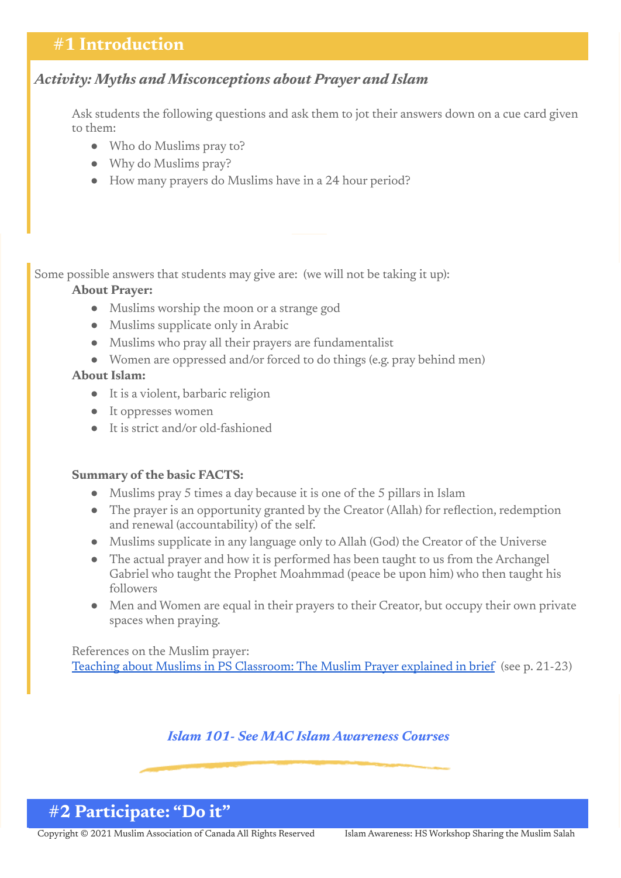# #1 Introduction

### *Activity: Myths and Misconceptions about Prayer and Islam*

Ask students the following questions and ask them to jot their answers down on a cue card given to them:

- Who do Muslims pray to?
- Why do Muslims pray?
- How many prayers do Muslims have in a 24 hour period?

Some possible answers that students may give are: (we will not be taking it up):

**About Prayer:**

- Muslims worship the moon or a strange god
- Muslims supplicate only in Arabic
- Muslims who pray all their prayers are fundamentalist
- Women are oppressed and/or forced to do things (e.g. pray behind men)

**About Islam:**

- It is a violent, barbaric religion
- It oppresses women
- It is strict and/or old-fashioned

**Summary of the basic FACTS:**

- Muslims pray 5 times a day because it is one of the 5 pillars in Islam
- The prayer is an opportunity granted by the Creator (Allah) for reflection, redemption and renewal (accountability) of the self.
- Muslims supplicate in any language only to Allah (God) the Creator of the Universe
- The actual prayer and how it is performed has been taught to us from the Archangel Gabriel who taught the Prophet Moahmmad (peace be upon him) who then taught his followers
- Men and Women are equal in their prayers to their Creator, but occupy their own private spaces when praying.

References on the Muslim prayer:
Teaching about Muslims in PS Classroom: The Muslim Prayer explained in brief (see p. 21-23)

*Islam 101- See MAC Islam Awareness Courses*

# #2 Participate: "Do it"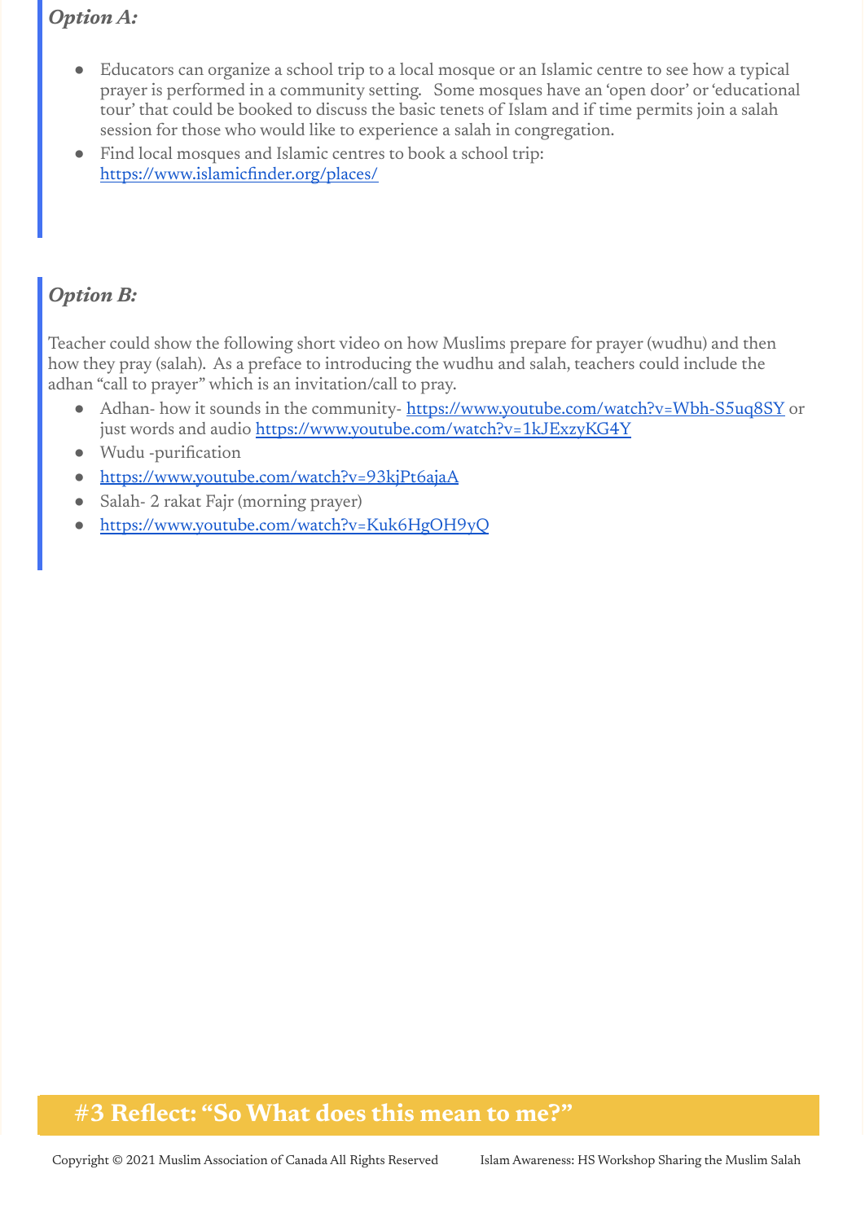***Option A:***

- Educators can organize a school trip to a local mosque or an Islamic centre to see how a typical prayer is performed in a community setting. Some mosques have an 'open door' or 'educational tour' that could be booked to discuss the basic tenets of Islam and if time permits join a salah session for those who would like to experience a salah in congregation.
- Find local mosques and Islamic centres to book a school trip: https://www.islamicfinder.org/places/

***Option B:***

Teacher could show the following short video on how Muslims prepare for prayer (wudhu) and then how they pray (salah). As a preface to introducing the wudhu and salah, teachers could include the adhan "call to prayer" which is an invitation/call to pray.

- Adhan- how it sounds in the community- https://www.youtube.com/watch?v=Wbh-S5uq8SY or just words and audio https://www.youtube.com/watch?v=1kJExzyKG4Y
- Wudu -purification
- https://www.youtube.com/watch?v=93kjPt6ajaA
- Salah- 2 rakat Fajr (morning prayer)
- https://www.youtube.com/watch?v=Kuk6HgOH9yQ

## #3 Reflect: "So What does this mean to me?"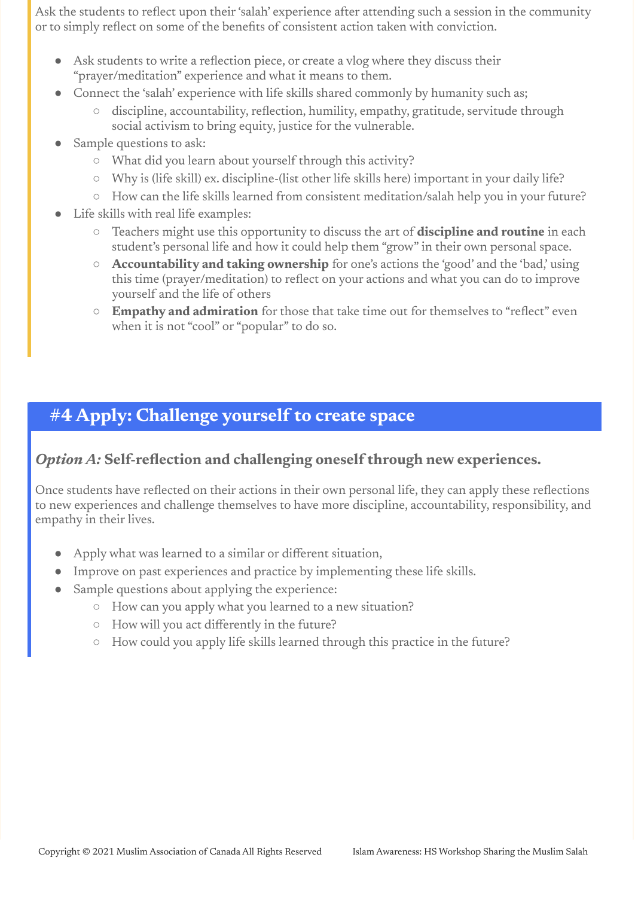Ask the students to reflect upon their 'salah' experience after attending such a session in the community or to simply reflect on some of the benefits of consistent action taken with conviction.

- Ask students to write a reflection piece, or create a vlog where they discuss their "prayer/meditation" experience and what it means to them.
- Connect the 'salah' experience with life skills shared commonly by humanity such as;
  - discipline, accountability, reflection, humility, empathy, gratitude, servitude through social activism to bring equity, justice for the vulnerable.
- Sample questions to ask:
  - What did you learn about yourself through this activity?
  - Why is (life skill) ex. discipline-(list other life skills here) important in your daily life?
  - How can the life skills learned from consistent meditation/salah help you in your future?
- Life skills with real life examples:
  - Teachers might use this opportunity to discuss the art of **discipline and routine** in each student's personal life and how it could help them "grow" in their own personal space.
  - **Accountability and taking ownership** for one's actions the 'good' and the 'bad,' using this time (prayer/meditation) to reflect on your actions and what you can do to improve yourself and the life of others
  - **Empathy and admiration** for those that take time out for themselves to "reflect" even when it is not "cool" or "popular" to do so.

## #4 Apply: Challenge yourself to create space

### *Option A:* Self-reflection and challenging oneself through new experiences.

Once students have reflected on their actions in their own personal life, they can apply these reflections to new experiences and challenge themselves to have more discipline, accountability, responsibility, and empathy in their lives.

- Apply what was learned to a similar or different situation,
- Improve on past experiences and practice by implementing these life skills.
- Sample questions about applying the experience:
  - How can you apply what you learned to a new situation?
  - How will you act differently in the future?
  - How could you apply life skills learned through this practice in the future?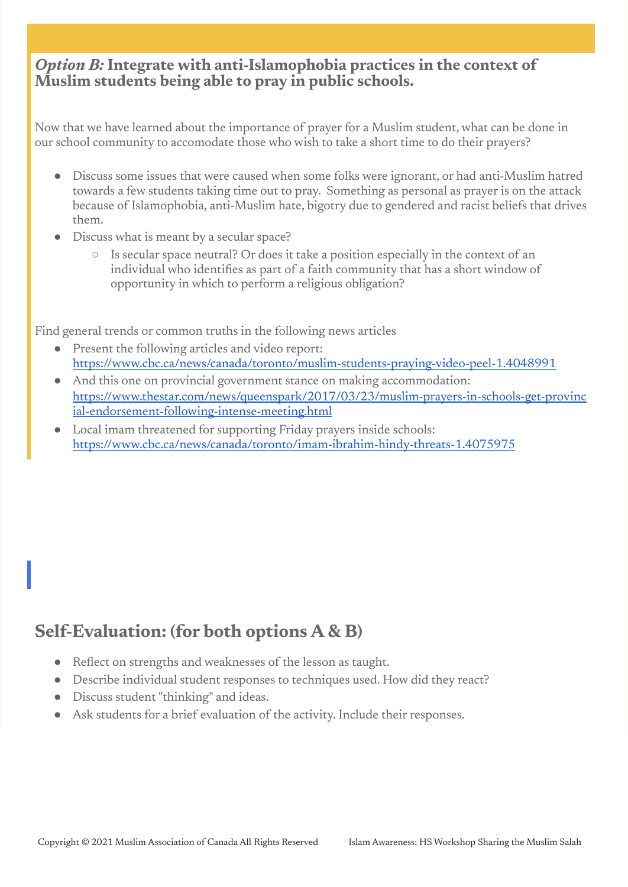### *Option B:* Integrate with anti-Islamophobia practices in the context of Muslim students being able to pray in public schools.

Now that we have learned about the importance of prayer for a Muslim student, what can be done in our school community to accomodate those who wish to take a short time to do their prayers?

- Discuss some issues that were caused when some folks were ignorant, or had anti-Muslim hatred towards a few students taking time out to pray. Something as personal as prayer is on the attack because of Islamophobia, anti-Muslim hate, bigotry due to gendered and racist beliefs that drives them.
- Discuss what is meant by a secular space?
    - Is secular space neutral? Or does it take a position especially in the context of an individual who identifies as part of a faith community that has a short window of opportunity in which to perform a religious obligation?

Find general trends or common truths in the following news articles

- Present the following articles and video report: https://www.cbc.ca/news/canada/toronto/muslim-students-praying-video-peel-1.4048991
- And this one on provincial government stance on making accommodation: https://www.thestar.com/news/queenspark/2017/03/23/muslim-prayers-in-schools-get-provincial-endorsement-following-intense-meeting.html
- Local imam threatened for supporting Friday prayers inside schools: https://www.cbc.ca/news/canada/toronto/imam-ibrahim-hindy-threats-1.4075975

## Self-Evaluation: (for both options A & B)

- Reflect on strengths and weaknesses of the lesson as taught.
- Describe individual student responses to techniques used. How did they react?
- Discuss student "thinking" and ideas.
- Ask students for a brief evaluation of the activity. Include their responses.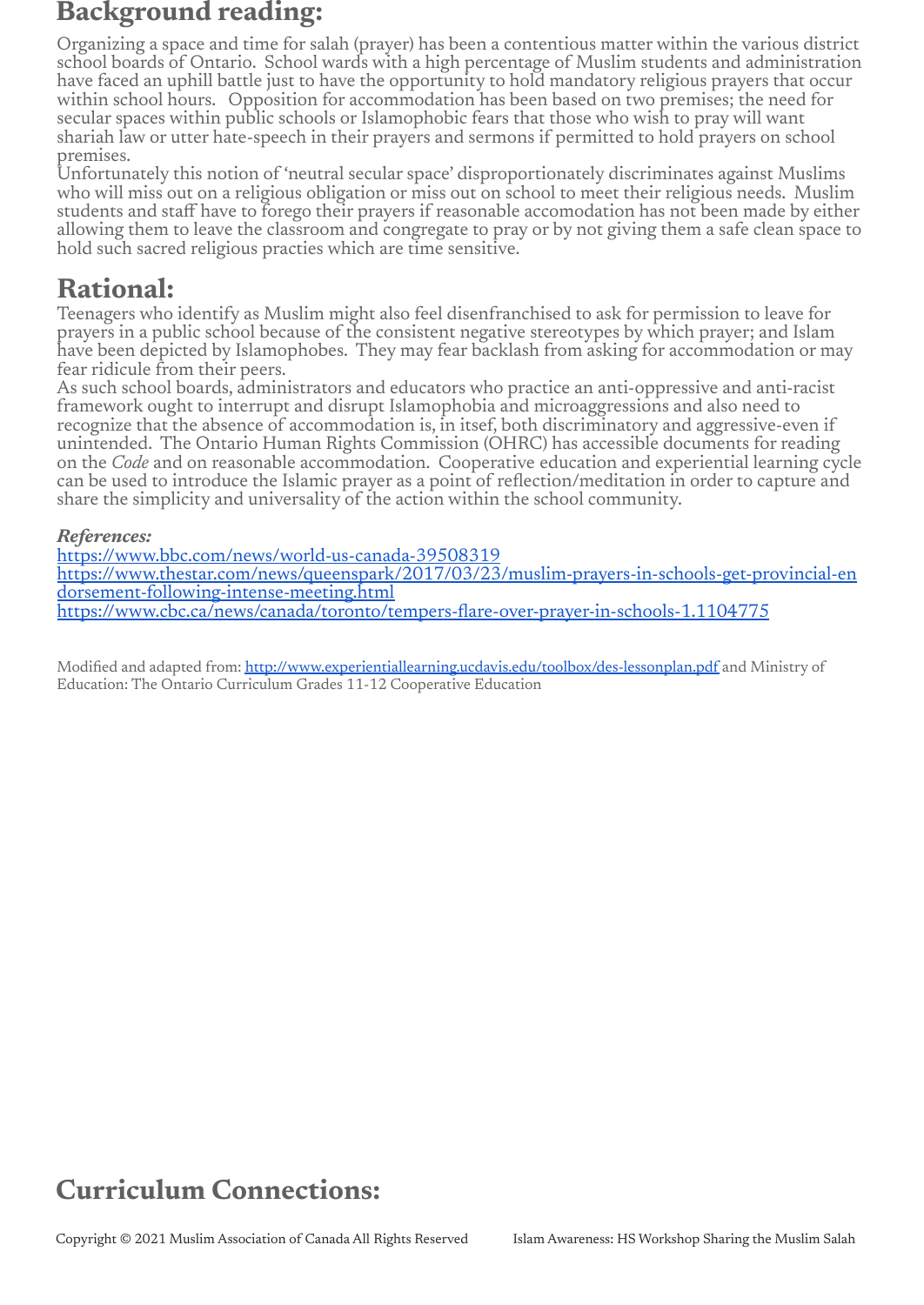## Background reading:

Organizing a space and time for salah (prayer) has been a contentious matter within the various district school boards of Ontario. School wards with a high percentage of Muslim students and administration have faced an uphill battle just to have the opportunity to hold mandatory religious prayers that occur within school hours. Opposition for accommodation has been based on two premises; the need for secular spaces within public schools or Islamophobic fears that those who wish to pray will want shariah law or utter hate-speech in their prayers and sermons if permitted to hold prayers on school premises.

Unfortunately this notion of 'neutral secular space' disproportionately discriminates against Muslims who will miss out on a religious obligation or miss out on school to meet their religious needs. Muslim students and staff have to forego their prayers if reasonable accomodation has not been made by either allowing them to leave the classroom and congregate to pray or by not giving them a safe clean space to hold such sacred religious practies which are time sensitive.

## Rational:

Teenagers who identify as Muslim might also feel disenfranchised to ask for permission to leave for prayers in a public school because of the consistent negative stereotypes by which prayer; and Islam have been depicted by Islamophobes. They may fear backlash from asking for accommodation or may fear ridicule from their peers.

As such school boards, administrators and educators who practice an anti-oppressive and anti-racist framework ought to interrupt and disrupt Islamophobia and microaggressions and also need to recognize that the absence of accommodation is, in itself, both discriminatory and aggressive-even if unintended. The Ontario Human Rights Commission (OHRC) has accessible documents for reading on the *Code* and on reasonable accommodation. Cooperative education and experiential learning cycle can be used to introduce the Islamic prayer as a point of reflection/meditation in order to capture and share the simplicity and universality of the action within the school community.

***References:***

https://www.bbc.com/news/world-us-canada-39508319
https://www.thestar.com/news/queenspark/2017/03/23/muslim-prayers-in-schools-get-provincial-endorsement-following-intense-meeting.html
https://www.cbc.ca/news/canada/toronto/tempers-flare-over-prayer-in-schools-1.1104775

Modified and adapted from: http://www.experientiallearning.ucdavis.edu/toolbox/des-lessonplan.pdf and Ministry of Education: The Ontario Curriculum Grades 11-12 Cooperative Education

## Curriculum Connections: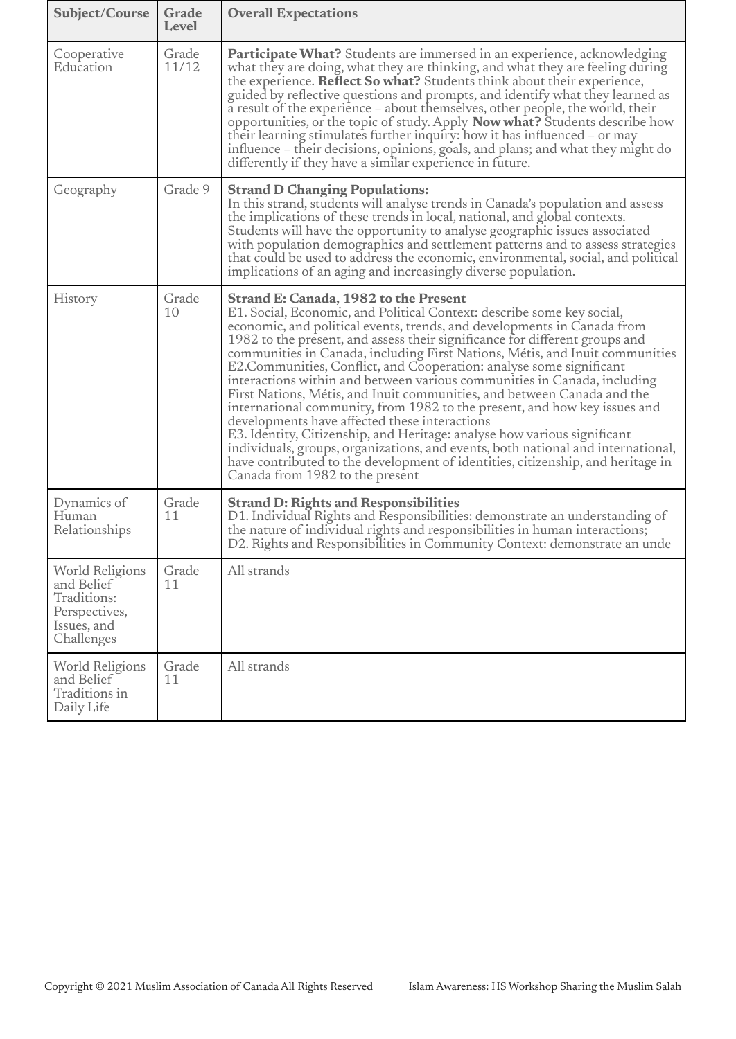| Subject/Course | Grade Level | Overall Expectations |
|---|---|---|
| Cooperative Education | Grade 11/12 | **Participate What?** Students are immersed in an experience, acknowledging what they are doing, what they are thinking, and what they are feeling during the experience. **Reflect So what?** Students think about their experience, guided by reflective questions and prompts, and identify what they learned as a result of the experience – about themselves, other people, the world, their opportunities, or the topic of study. Apply **Now what?** Students describe how their learning stimulates further inquiry: how it has influenced – or may influence – their decisions, opinions, goals, and plans; and what they might do differently if they have a similar experience in future. |
| Geography | Grade 9 | **Strand D Changing Populations:** In this strand, students will analyse trends in Canada's population and assess the implications of these trends in local, national, and global contexts. Students will have the opportunity to analyse geographic issues associated with population demographics and settlement patterns and to assess strategies that could be used to address the economic, environmental, social, and political implications of an aging and increasingly diverse population. |
| History | Grade 10 | **Strand E: Canada, 1982 to the Present** E1. Social, Economic, and Political Context: describe some key social, economic, and political events, trends, and developments in Canada from 1982 to the present, and assess their significance for different groups and communities in Canada, including First Nations, Métis, and Inuit communities E2.Communities, Conflict, and Cooperation: analyse some significant interactions within and between various communities in Canada, including First Nations, Métis, and Inuit communities, and between Canada and the international community, from 1982 to the present, and how key issues and developments have affected these interactions E3. Identity, Citizenship, and Heritage: analyse how various significant individuals, groups, organizations, and events, both national and international, have contributed to the development of identities, citizenship, and heritage in Canada from 1982 to the present |
| Dynamics of Human Relationships | Grade 11 | **Strand D: Rights and Responsibilities** D1. Individual Rights and Responsibilities: demonstrate an understanding of the nature of individual rights and responsibilities in human interactions; D2. Rights and Responsibilities in Community Context: demonstrate an unde |
| World Religions and Belief Traditions: Perspectives, Issues, and Challenges | Grade 11 | All strands |
| World Religions and Belief Traditions in Daily Life | Grade 11 | All strands |